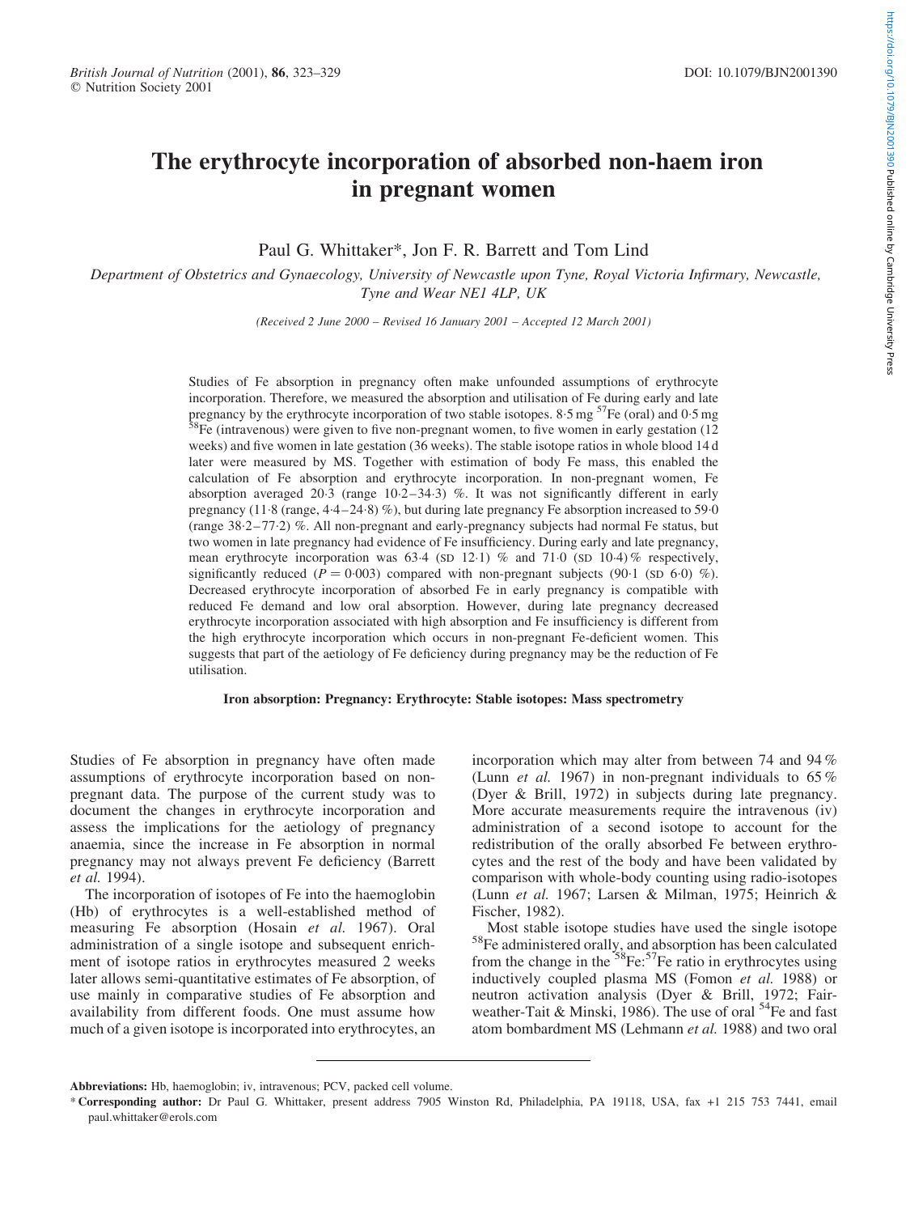# The erythrocyte incorporation of absorbed non-haem iron in pregnant women

Paul G. Whittaker*, Jon F. R. Barrett and Tom Lind

*Department of Obstetrics and Gynaecology, University of Newcastle upon Tyne, Royal Victoria Infirmary, Newcastle, Tyne and Wear NE1 4LP, UK*

*(Received 2 June 2000 – Revised 16 January 2001 – Accepted 12 March 2001)*

Studies of Fe absorption in pregnancy often make unfounded assumptions of erythrocyte incorporation. Therefore, we measured the absorption and utilisation of Fe during early and late pregnancy by the erythrocyte incorporation of two stable isotopes. 8·5 mg $^{57}$Fe (oral) and 0·5 mg $^{58}$Fe (intravenous) were given to five non-pregnant women, to five women in early gestation (12 weeks) and five women in late gestation (36 weeks). The stable isotope ratios in whole blood 14 d later were measured by MS. Together with estimation of body Fe mass, this enabled the calculation of Fe absorption and erythrocyte incorporation. In non-pregnant women, Fe absorption averaged 20·3 (range 10·2–34·3) %. It was not significantly different in early pregnancy (11·8 (range, 4·4–24·8) %), but during late pregnancy Fe absorption increased to 59·0 (range 38·2–77·2) %. All non-pregnant and early-pregnancy subjects had normal Fe status, but two women in late pregnancy had evidence of Fe insufficiency. During early and late pregnancy, mean erythrocyte incorporation was 63·4 (SD 12·1) % and 71·0 (SD 10·4) % respectively, significantly reduced ($P = 0{\cdot}003$) compared with non-pregnant subjects (90·1 (SD 6·0) %). Decreased erythrocyte incorporation of absorbed Fe in early pregnancy is compatible with reduced Fe demand and low oral absorption. However, during late pregnancy decreased erythrocyte incorporation associated with high absorption and Fe insufficiency is different from the high erythrocyte incorporation which occurs in non-pregnant Fe-deficient women. This suggests that part of the aetiology of Fe deficiency during pregnancy may be the reduction of Fe utilisation.

**Iron absorption: Pregnancy: Erythrocyte: Stable isotopes: Mass spectrometry**

Studies of Fe absorption in pregnancy have often made assumptions of erythrocyte incorporation based on non-pregnant data. The purpose of the current study was to document the changes in erythrocyte incorporation and assess the implications for the aetiology of pregnancy anaemia, since the increase in Fe absorption in normal pregnancy may not always prevent Fe deficiency (Barrett *et al.* 1994).

The incorporation of isotopes of Fe into the haemoglobin (Hb) of erythrocytes is a well-established method of measuring Fe absorption (Hosain *et al.* 1967). Oral administration of a single isotope and subsequent enrichment of isotope ratios in erythrocytes measured 2 weeks later allows semi-quantitative estimates of Fe absorption, of use mainly in comparative studies of Fe absorption and availability from different foods. One must assume how much of a given isotope is incorporated into erythrocytes, an incorporation which may alter from between 74 and 94 % (Lunn *et al.* 1967) in non-pregnant individuals to 65 % (Dyer & Brill, 1972) in subjects during late pregnancy. More accurate measurements require the intravenous (iv) administration of a second isotope to account for the redistribution of the orally absorbed Fe between erythrocytes and the rest of the body and have been validated by comparison with whole-body counting using radio-isotopes (Lunn *et al.* 1967; Larsen & Milman, 1975; Heinrich & Fischer, 1982).

Most stable isotope studies have used the single isotope $^{58}$Fe administered orally, and absorption has been calculated from the change in the $^{58}$Fe:$^{57}$Fe ratio in erythrocytes using inductively coupled plasma MS (Fomon *et al.* 1988) or neutron activation analysis (Dyer & Brill, 1972; Fairweather-Tait & Minski, 1986). The use of oral $^{54}$Fe and fast atom bombardment MS (Lehmann *et al.* 1988) and two oral

**Abbreviations:** Hb, haemoglobin; iv, intravenous; PCV, packed cell volume.

\* **Corresponding author:** Dr Paul G. Whittaker, present address 7905 Winston Rd, Philadelphia, PA 19118, USA, fax +1 215 753 7441, email paul.whittaker@erols.com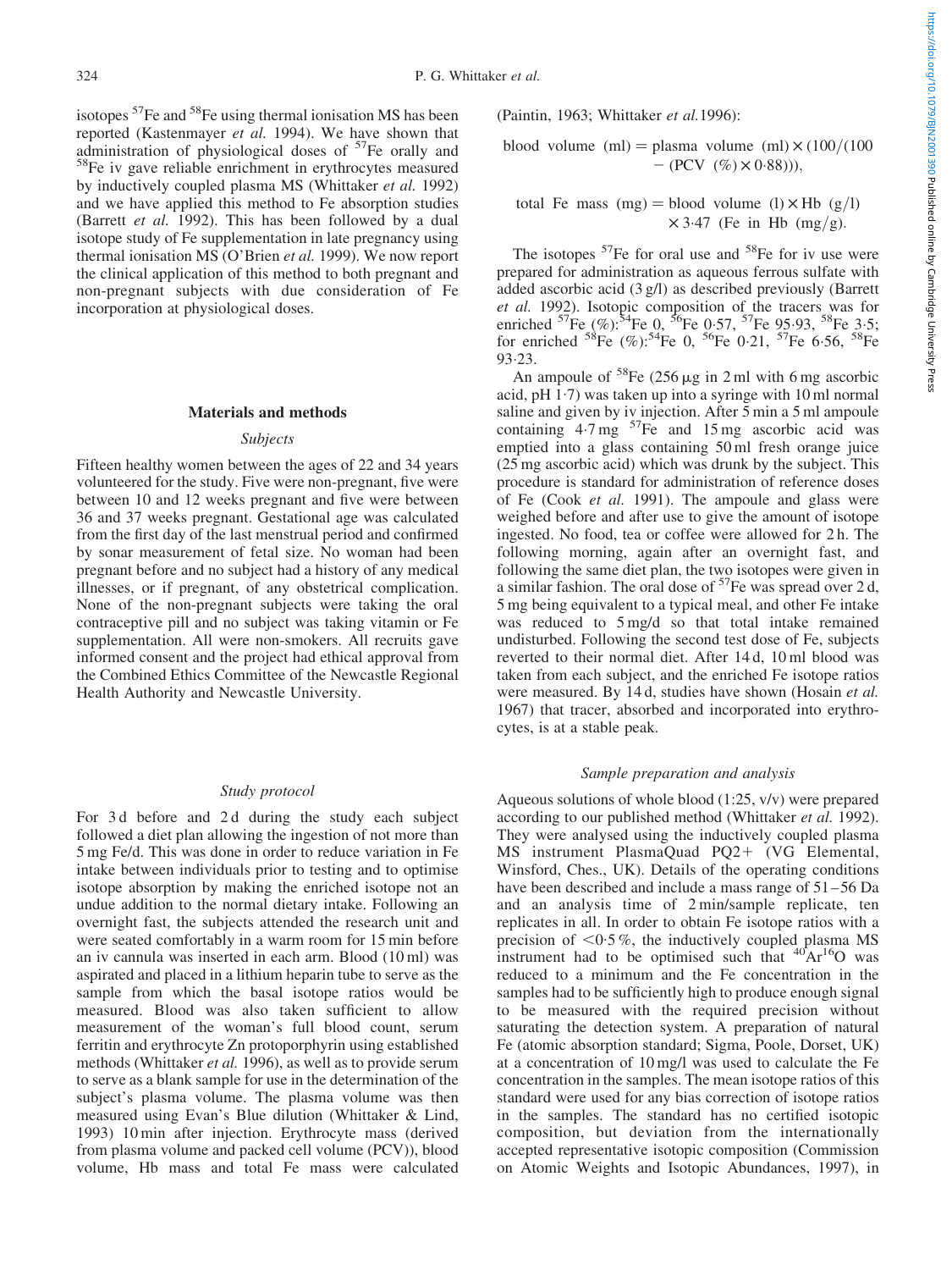isotopes $^{57}Fe$ and $^{58}Fe$ using thermal ionisation MS has been reported (Kastenmayer *et al.* 1994). We have shown that administration of physiological doses of $^{57}Fe$ orally and $^{58}Fe$ iv gave reliable enrichment in erythrocytes measured by inductively coupled plasma MS (Whittaker *et al.* 1992) and we have applied this method to Fe absorption studies (Barrett *et al.* 1992). This has been followed by a dual isotope study of Fe supplementation in late pregnancy using thermal ionisation MS (O'Brien *et al.* 1999). We now report the clinical application of this method to both pregnant and non-pregnant subjects with due consideration of Fe incorporation at physiological doses.

## Materials and methods

### *Subjects*

Fifteen healthy women between the ages of 22 and 34 years volunteered for the study. Five were non-pregnant, five were between 10 and 12 weeks pregnant and five were between 36 and 37 weeks pregnant. Gestational age was calculated from the first day of the last menstrual period and confirmed by sonar measurement of fetal size. No woman had been pregnant before and no subject had a history of any medical illnesses, or if pregnant, of any obstetrical complication. None of the non-pregnant subjects were taking the oral contraceptive pill and no subject was taking vitamin or Fe supplementation. All were non-smokers. All recruits gave informed consent and the project had ethical approval from the Combined Ethics Committee of the Newcastle Regional Health Authority and Newcastle University.

### *Study protocol*

For 3 d before and 2 d during the study each subject followed a diet plan allowing the ingestion of not more than 5 mg Fe/d. This was done in order to reduce variation in Fe intake between individuals prior to testing and to optimise isotope absorption by making the enriched isotope not an undue addition to the normal dietary intake. Following an overnight fast, the subjects attended the research unit and were seated comfortably in a warm room for 15 min before an iv cannula was inserted in each arm. Blood (10 ml) was aspirated and placed in a lithium heparin tube to serve as the sample from which the basal isotope ratios would be measured. Blood was also taken sufficient to allow measurement of the woman's full blood count, serum ferritin and erythrocyte Zn protoporphyrin using established methods (Whittaker *et al.* 1996), as well as to provide serum to serve as a blank sample for use in the determination of the subject's plasma volume. The plasma volume was then measured using Evan's Blue dilution (Whittaker & Lind, 1993) 10 min after injection. Erythrocyte mass (derived from plasma volume and packed cell volume (PCV)), blood volume, Hb mass and total Fe mass were calculated (Paintin, 1963; Whittaker *et al.* 1996):

$$\text{blood volume (ml)} = \text{plasma volume (ml)} \times (100/(100 - (\text{PCV }(\%) \times 0{\cdot}88))),$$

$$\text{total Fe mass (mg)} = \text{blood volume (l)} \times \text{Hb (g/l)} \times 3{\cdot}47 \text{ (Fe in Hb (mg/g)}.$$

The isotopes $^{57}Fe$ for oral use and $^{58}Fe$ for iv use were prepared for administration as aqueous ferrous sulfate with added ascorbic acid (3 g/l) as described previously (Barrett *et al.* 1992). Isotopic composition of the tracers was for enriched $^{57}Fe$ (%): $^{54}Fe$ 0, $^{56}Fe$ 0·57, $^{57}Fe$ 95·93, $^{58}Fe$ 3·5; for enriched $^{58}Fe$ (%): $^{54}Fe$ 0, $^{56}Fe$ 0·21, $^{57}Fe$ 6·56, $^{58}Fe$ 93·23.

An ampoule of $^{58}Fe$ (256 µg in 2 ml with 6 mg ascorbic acid, pH 1·7) was taken up into a syringe with 10 ml normal saline and given by iv injection. After 5 min a 5 ml ampoule containing 4·7 mg $^{57}Fe$ and 15 mg ascorbic acid was emptied into a glass containing 50 ml fresh orange juice (25 mg ascorbic acid) which was drunk by the subject. This procedure is standard for administration of reference doses of Fe (Cook *et al.* 1991). The ampoule and glass were weighed before and after use to give the amount of isotope ingested. No food, tea or coffee were allowed for 2 h. The following morning, again after an overnight fast, and following the same diet plan, the two isotopes were given in a similar fashion. The oral dose of $^{57}Fe$ was spread over 2 d, 5 mg being equivalent to a typical meal, and other Fe intake was reduced to 5 mg/d so that total intake remained undisturbed. Following the second test dose of Fe, subjects reverted to their normal diet. After 14 d, 10 ml blood was taken from each subject, and the enriched Fe isotope ratios were measured. By 14 d, studies have shown (Hosain *et al.* 1967) that tracer, absorbed and incorporated into erythrocytes, is at a stable peak.

### *Sample preparation and analysis*

Aqueous solutions of whole blood (1:25, v/v) were prepared according to our published method (Whittaker *et al.* 1992). They were analysed using the inductively coupled plasma MS instrument PlasmaQuad PQ2+ (VG Elemental, Winsford, Ches., UK). Details of the operating conditions have been described and include a mass range of 51–56 Da and an analysis time of 2 min/sample replicate, ten replicates in all. In order to obtain Fe isotope ratios with a precision of <0·5 %, the inductively coupled plasma MS instrument had to be optimised such that $^{40}Ar^{16}O$ was reduced to a minimum and the Fe concentration in the samples had to be sufficiently high to produce enough signal to be measured with the required precision without saturating the detection system. A preparation of natural Fe (atomic absorption standard; Sigma, Poole, Dorset, UK) at a concentration of 10 mg/l was used to calculate the Fe concentration in the samples. The mean isotope ratios of this standard were used for any bias correction of isotope ratios in the samples. The standard has no certified isotopic composition, but deviation from the internationally accepted representative isotopic composition (Commission on Atomic Weights and Isotopic Abundances, 1997), in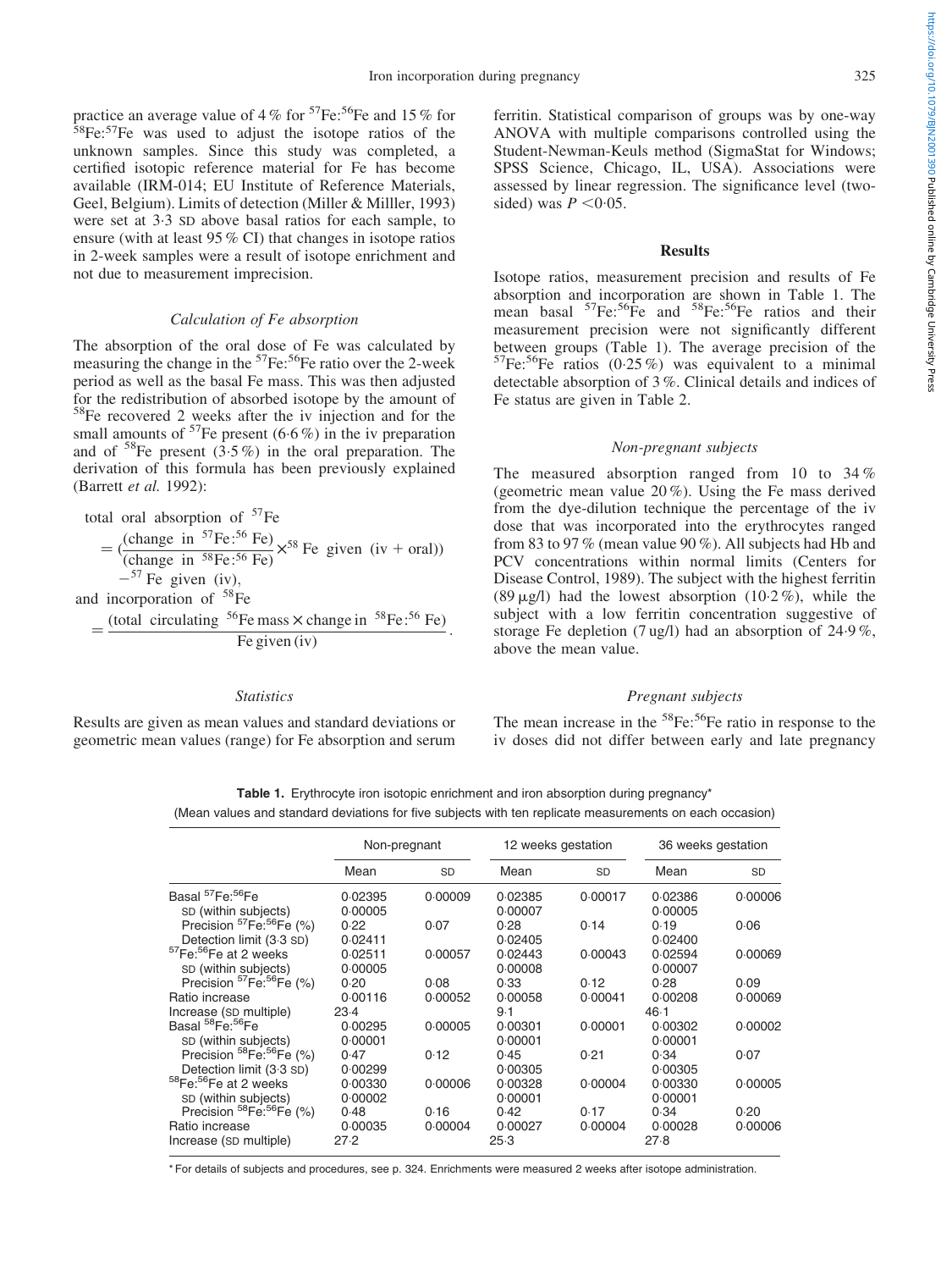practice an average value of 4 % for $^{57}Fe$:$^{56}Fe$ and 15 % for $^{58}Fe$:$^{57}Fe$ was used to adjust the isotope ratios of the unknown samples. Since this study was completed, a certified isotopic reference material for Fe has become available (IRM-014; EU Institute of Reference Materials, Geel, Belgium). Limits of detection (Miller & Milller, 1993) were set at 3·3 SD above basal ratios for each sample, to ensure (with at least 95 % CI) that changes in isotope ratios in 2-week samples were a result of isotope enrichment and not due to measurement imprecision.

### *Calculation of Fe absorption*

The absorption of the oral dose of Fe was calculated by measuring the change in the $^{57}Fe$:$^{56}Fe$ ratio over the 2-week period as well as the basal Fe mass. This was then adjusted for the redistribution of absorbed isotope by the amount of $^{58}Fe$ recovered 2 weeks after the iv injection and for the small amounts of $^{57}Fe$ present (6·6 %) in the iv preparation and of $^{58}Fe$ present (3·5 %) in the oral preparation. The derivation of this formula has been previously explained (Barrett *et al.* 1992):

$$\text{total oral absorption of } ^{57}\text{Fe} = \left(\frac{(\text{change in } ^{57}\text{Fe}:^{56}\text{Fe})}{(\text{change in } ^{58}\text{Fe}:^{56}\text{Fe})} \times {}^{58}\text{Fe given (iv + oral)}\right) - {}^{57}\text{Fe given (iv)},$$

and incorporation of $^{58}Fe$

$$= \frac{(\text{total circulating } ^{56}\text{Fe mass} \times \text{change in } ^{58}\text{Fe}:^{56}\text{Fe})}{\text{Fe given (iv)}}.$$

### *Statistics*

Results are given as mean values and standard deviations or geometric mean values (range) for Fe absorption and serum ferritin. Statistical comparison of groups was by one-way ANOVA with multiple comparisons controlled using the Student-Newman-Keuls method (SigmaStat for Windows; SPSS Science, Chicago, IL, USA). Associations were assessed by linear regression. The significance level (two-sided) was $P < 0·05$.

## Results

Isotope ratios, measurement precision and results of Fe absorption and incorporation are shown in Table 1. The mean basal $^{57}Fe$:$^{56}Fe$ and $^{58}Fe$:$^{56}Fe$ ratios and their measurement precision were not significantly different between groups (Table 1). The average precision of the $^{57}Fe$:$^{56}Fe$ ratios (0·25 %) was equivalent to a minimal detectable absorption of 3 %. Clinical details and indices of Fe status are given in Table 2.

### *Non-pregnant subjects*

The measured absorption ranged from 10 to 34 % (geometric mean value 20 %). Using the Fe mass derived from the dye-dilution technique the percentage of the iv dose that was incorporated into the erythrocytes ranged from 83 to 97 % (mean value 90 %). All subjects had Hb and PCV concentrations within normal limits (Centers for Disease Control, 1989). The subject with the highest ferritin (89 µg/l) had the lowest absorption (10·2 %), while the subject with a low ferritin concentration suggestive of storage Fe depletion (7 ug/l) had an absorption of 24·9 %, above the mean value.

### *Pregnant subjects*

The mean increase in the $^{58}Fe$:$^{56}Fe$ ratio in response to the iv doses did not differ between early and late pregnancy

**Table 1.** Erythrocyte iron isotopic enrichment and iron absorption during pregnancy*
(Mean values and standard deviations for five subjects with ten replicate measurements on each occasion)

| | Non-pregnant | | 12 weeks gestation | | 36 weeks gestation | |
|---|---|---|---|---|---|---|
| | Mean | SD | Mean | SD | Mean | SD |
| Basal $^{57}Fe$:$^{56}Fe$ | 0·02395 | 0·00009 | 0·02385 | 0·00017 | 0·02386 | 0·00006 |
| SD (within subjects) | 0·00005 | | 0·00007 | | 0·00005 | |
| Precision $^{57}Fe$:$^{56}Fe$ (%) | 0·22 | 0·07 | 0·28 | 0·14 | 0·19 | 0·06 |
| Detection limit (3·3 SD) | 0·02411 | | 0·02405 | | 0·02400 | |
| $^{57}Fe$:$^{56}Fe$ at 2 weeks | 0·02511 | 0·00057 | 0·02443 | 0·00043 | 0·02594 | 0·00069 |
| SD (within subjects) | 0·00005 | | 0·00008 | | 0·00007 | |
| Precision $^{57}Fe$:$^{56}Fe$ (%) | 0·20 | 0·08 | 0·33 | 0·12 | 0·28 | 0·09 |
| Ratio increase | 0·00116 | 0·00052 | 0·00058 | 0·00041 | 0·00208 | 0·00069 |
| Increase (SD multiple) | 23·4 | | 9·1 | | 46·1 | |
| Basal $^{58}Fe$:$^{56}Fe$ | 0·00295 | 0·00005 | 0·00301 | 0·00001 | 0·00302 | 0·00002 |
| SD (within subjects) | 0·00001 | | 0·00001 | | 0·00001 | |
| Precision $^{58}Fe$:$^{56}Fe$ (%) | 0·47 | 0·12 | 0·45 | 0·21 | 0·34 | 0·07 |
| Detection limit (3·3 SD) | 0·00299 | | 0·00305 | | 0·00305 | |
| $^{58}Fe$:$^{56}Fe$ at 2 weeks | 0·00330 | 0·00006 | 0·00328 | 0·00004 | 0·00330 | 0·00005 |
| SD (within subjects) | 0·00002 | | 0·00001 | | 0·00001 | |
| Precision $^{58}Fe$:$^{56}Fe$ (%) | 0·48 | 0·16 | 0·42 | 0·17 | 0·34 | 0·20 |
| Ratio increase | 0·00035 | 0·00004 | 0·00027 | 0·00004 | 0·00028 | 0·00006 |
| Increase (SD multiple) | 27·2 | | 25·3 | | 27·8 | |

\* For details of subjects and procedures, see p. 324. Enrichments were measured 2 weeks after isotope administration.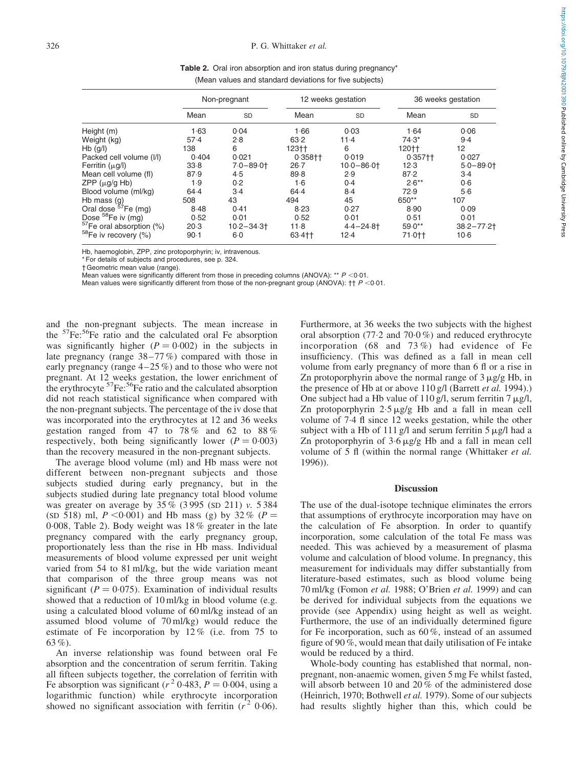**Table 2.** Oral iron absorption and iron status during pregnancy*
(Mean values and standard deviations for five subjects)

| | Non-pregnant | | 12 weeks gestation | | 36 weeks gestation | |
|---|---|---|---|---|---|---|
| | Mean | SD | Mean | SD | Mean | SD |
| Height (m) | 1·63 | 0·04 | 1·66 | 0·03 | 1·64 | 0·06 |
| Weight (kg) | 57·4 | 2·8 | 63·2 | 11·4 | 74·3* | 9·4 |
| Hb (g/l) | 138 | 6 | 123†† | 6 | 120†† | 12 |
| Packed cell volume (l/l) | 0·404 | 0·021 | 0·358†† | 0·019 | 0·357†† | 0·027 |
| Ferritin (μg/l) | 33·8 | 7·0–89·0† | 26·7 | 10·0–86·0† | 12·3 | 5·0–89·0† |
| Mean cell volume (fl) | 87·9 | 4·5 | 89·8 | 2·9 | 87·2 | 3·4 |
| ZPP (μg/g Hb) | 1·9 | 0·2 | 1·6 | 0·4 | 2·6** | 0·6 |
| Blood volume (ml/kg) | 64·4 | 3·4 | 64·4 | 8·4 | 72·9 | 5·6 |
| Hb mass (g) | 508 | 43 | 494 | 45 | 650** | 107 |
| Oral dose $^{57}$Fe (mg) | 8·48 | 0·41 | 8·23 | 0·27 | 8·90 | 0·09 |
| Dose $^{58}$Fe iv (mg) | 0·52 | 0·01 | 0·52 | 0·01 | 0·51 | 0·01 |
| $^{57}$Fe oral absorption (%) | 20·3 | 10·2–34·3† | 11·8 | 4·4–24·8† | 59·0** | 38·2–77·2† |
| $^{58}$Fe iv recovery (%) | 90·1 | 6·0 | 63·4†† | 12·4 | 71·0†† | 10·6 |

Hb, haemoglobin, ZPP, zinc protoporphyrin; iv, intravenous.
* For details of subjects and procedures, see p. 324.
† Geometric mean value (range).
Mean values were significantly different from those in preceding columns (ANOVA): ** $P < 0·01$.
Mean values were significantly different from those of the non-pregnant group (ANOVA): †† $P < 0·01$.

and the non-pregnant subjects. The mean increase in the $^{57}$Fe:$^{56}$Fe ratio and the calculated oral Fe absorption was significantly higher ($P = 0·002$) in the subjects in late pregnancy (range 38–77 %) compared with those in early pregnancy (range 4–25 %) and to those who were not pregnant. At 12 weeks gestation, the lower enrichment of the erythrocyte $^{57}$Fe:$^{56}$Fe ratio and the calculated absorption did not reach statistical significance when compared with the non-pregnant subjects. The percentage of the iv dose that was incorporated into the erythrocytes at 12 and 36 weeks gestation ranged from 47 to 78 % and 62 to 88 % respectively, both being significantly lower ($P = 0·003$) than the recovery measured in the non-pregnant subjects.

The average blood volume (ml) and Hb mass were not different between non-pregnant subjects and those subjects studied during early pregnancy, but in the subjects studied during late pregnancy total blood volume was greater on average by 35 % (3 995 (SD 211) *v.* 5 384 (SD 518) ml, $P < 0·001$) and Hb mass (g) by 32 % ($P = 0·008$, Table 2). Body weight was 18 % greater in the late pregnancy compared with the early pregnancy group, proportionately less than the rise in Hb mass. Individual measurements of blood volume expressed per unit weight varied from 54 to 81 ml/kg, but the wide variation meant that comparison of the three group means was not significant ($P = 0·075$). Examination of individual results showed that a reduction of 10 ml/kg in blood volume (e.g. using a calculated blood volume of 60 ml/kg instead of an assumed blood volume of 70 ml/kg) would reduce the estimate of Fe incorporation by 12 % (i.e. from 75 to 63 %).

An inverse relationship was found between oral Fe absorption and the concentration of serum ferritin. Taking all fifteen subjects together, the correlation of ferritin with Fe absorption was significant ($r^2$ 0·483, $P = 0·004$, using a logarithmic function) while erythrocyte incorporation showed no significant association with ferritin ($r^2$ 0·06). Furthermore, at 36 weeks the two subjects with the highest oral absorption (77·2 and 70·0 %) and reduced erythrocyte incorporation (68 and 73 %) had evidence of Fe insufficiency. (This was defined as a fall in mean cell volume from early pregnancy of more than 6 fl or a rise in Zn protoporphyrin above the normal range of 3 μg/g Hb, in the presence of Hb at or above 110 g/l (Barrett *et al.* 1994).) One subject had a Hb value of 110 g/l, serum ferritin 7 μg/l, Zn protoporphyrin 2·5 μg/g Hb and a fall in mean cell volume of 7·4 fl since 12 weeks gestation, while the other subject with a Hb of 111 g/l and serum ferritin 5 μg/l had a Zn protoporphyrin of 3·6 μg/g Hb and a fall in mean cell volume of 5 fl (within the normal range (Whittaker *et al.* 1996)).

## Discussion

The use of the dual-isotope technique eliminates the errors that assumptions of erythrocyte incorporation may have on the calculation of Fe absorption. In order to quantify incorporation, some calculation of the total Fe mass was needed. This was achieved by a measurement of plasma volume and calculation of blood volume. In pregnancy, this measurement for individuals may differ substantially from literature-based estimates, such as blood volume being 70 ml/kg (Fomon *et al.* 1988; O'Brien *et al.* 1999) and can be derived for individual subjects from the equations we provide (see Appendix) using height as well as weight. Furthermore, the use of an individually determined figure for Fe incorporation, such as 60 %, instead of an assumed figure of 90 %, would mean that daily utilisation of Fe intake would be reduced by a third.

Whole-body counting has established that normal, non-pregnant, non-anaemic women, given 5 mg Fe whilst fasted, will absorb between 10 and 20 % of the administered dose (Heinrich, 1970; Bothwell *et al.* 1979). Some of our subjects had results slightly higher than this, which could be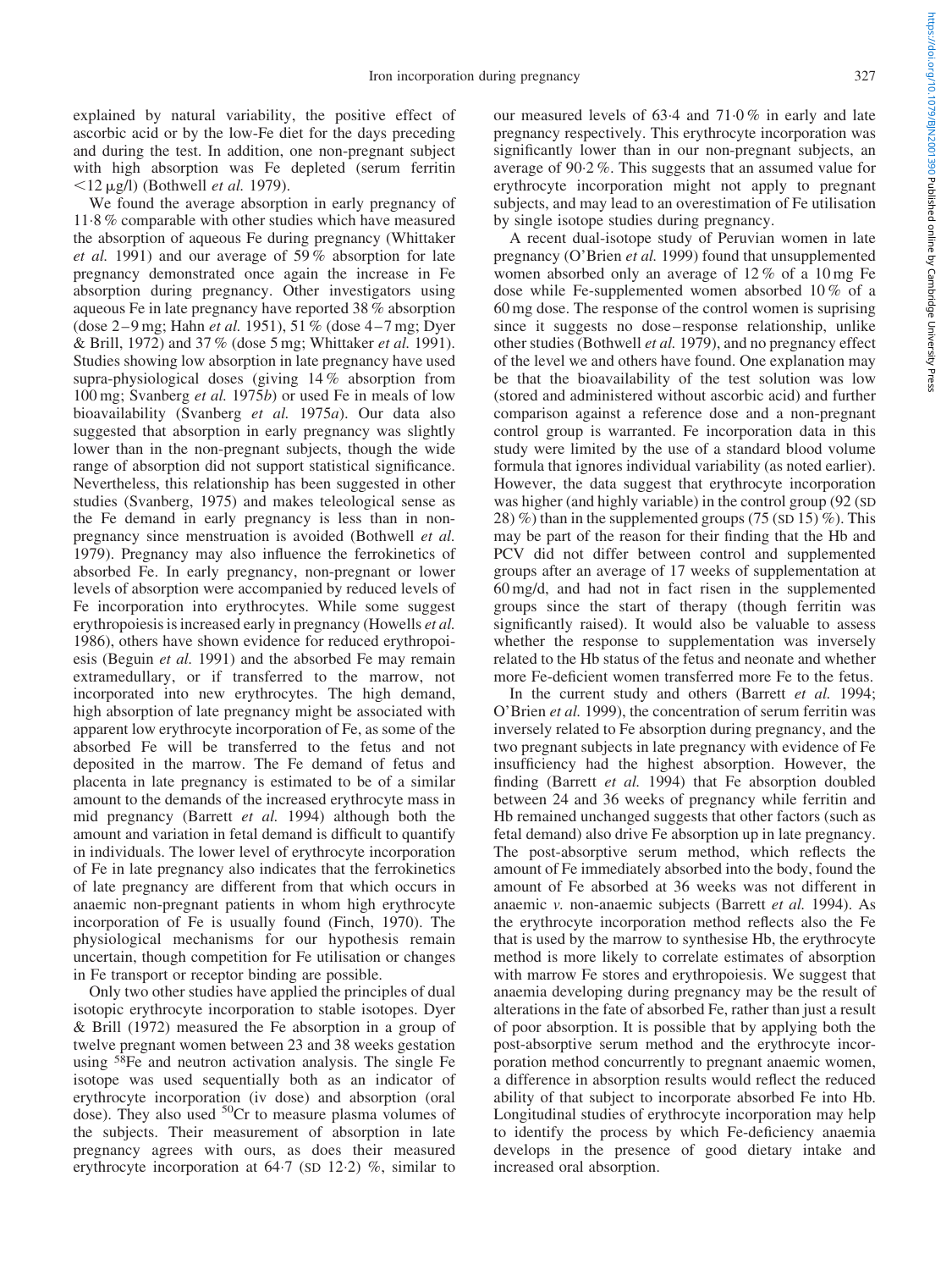explained by natural variability, the positive effect of ascorbic acid or by the low-Fe diet for the days preceding and during the test. In addition, one non-pregnant subject with high absorption was Fe depleted (serum ferritin $<12\ \mu g/l$) (Bothwell *et al.* 1979).

We found the average absorption in early pregnancy of 11·8 % comparable with other studies which have measured the absorption of aqueous Fe during pregnancy (Whittaker *et al.* 1991) and our average of 59 % absorption for late pregnancy demonstrated once again the increase in Fe absorption during pregnancy. Other investigators using aqueous Fe in late pregnancy have reported 38 % absorption (dose 2–9 mg; Hahn *et al.* 1951), 51 % (dose 4–7 mg; Dyer & Brill, 1972) and 37 % (dose 5 mg; Whittaker *et al.* 1991). Studies showing low absorption in late pregnancy have used supra-physiological doses (giving 14 % absorption from 100 mg; Svanberg *et al.* 1975*b*) or used Fe in meals of low bioavailability (Svanberg *et al.* 1975*a*). Our data also suggested that absorption in early pregnancy was slightly lower than in the non-pregnant subjects, though the wide range of absorption did not support statistical significance. Nevertheless, this relationship has been suggested in other studies (Svanberg, 1975) and makes teleological sense as the Fe demand in early pregnancy is less than in non-pregnancy since menstruation is avoided (Bothwell *et al.* 1979). Pregnancy may also influence the ferrokinetics of absorbed Fe. In early pregnancy, non-pregnant or lower levels of absorption were accompanied by reduced levels of Fe incorporation into erythrocytes. While some suggest erythropoiesis is increased early in pregnancy (Howells *et al.* 1986), others have shown evidence for reduced erythropoiesis (Beguin *et al.* 1991) and the absorbed Fe may remain extramedullary, or if transferred to the marrow, not incorporated into new erythrocytes. The high demand, high absorption of late pregnancy might be associated with apparent low erythrocyte incorporation of Fe, as some of the absorbed Fe will be transferred to the fetus and not deposited in the marrow. The Fe demand of fetus and placenta in late pregnancy is estimated to be of a similar amount to the demands of the increased erythrocyte mass in mid pregnancy (Barrett *et al.* 1994) although both the amount and variation in fetal demand is difficult to quantify in individuals. The lower level of erythrocyte incorporation of Fe in late pregnancy also indicates that the ferrokinetics of late pregnancy are different from that which occurs in anaemic non-pregnant patients in whom high erythrocyte incorporation of Fe is usually found (Finch, 1970). The physiological mechanisms for our hypothesis remain uncertain, though competition for Fe utilisation or changes in Fe transport or receptor binding are possible.

Only two other studies have applied the principles of dual isotopic erythrocyte incorporation to stable isotopes. Dyer & Brill (1972) measured the Fe absorption in a group of twelve pregnant women between 23 and 38 weeks gestation using $^{58}$Fe and neutron activation analysis. The single Fe isotope was used sequentially both as an indicator of erythrocyte incorporation (iv dose) and absorption (oral dose). They also used $^{50}$Cr to measure plasma volumes of the subjects. Their measurement of absorption in late pregnancy agrees with ours, as does their measured erythrocyte incorporation at 64·7 (SD 12·2) %, similar to our measured levels of 63·4 and 71·0 % in early and late pregnancy respectively. This erythrocyte incorporation was significantly lower than in our non-pregnant subjects, an average of 90·2 %. This suggests that an assumed value for erythrocyte incorporation might not apply to pregnant subjects, and may lead to an overestimation of Fe utilisation by single isotope studies during pregnancy.

A recent dual-isotope study of Peruvian women in late pregnancy (O'Brien *et al.* 1999) found that unsupplemented women absorbed only an average of 12 % of a 10 mg Fe dose while Fe-supplemented women absorbed 10 % of a 60 mg dose. The response of the control women is suprising since it suggests no dose–response relationship, unlike other studies (Bothwell *et al.* 1979), and no pregnancy effect of the level we and others have found. One explanation may be that the bioavailability of the test solution was low (stored and administered without ascorbic acid) and further comparison against a reference dose and a non-pregnant control group is warranted. Fe incorporation data in this study were limited by the use of a standard blood volume formula that ignores individual variability (as noted earlier). However, the data suggest that erythrocyte incorporation was higher (and highly variable) in the control group (92 (SD 28) %) than in the supplemented groups (75 (SD 15) %). This may be part of the reason for their finding that the Hb and PCV did not differ between control and supplemented groups after an average of 17 weeks of supplementation at 60 mg/d, and had not in fact risen in the supplemented groups since the start of therapy (though ferritin was significantly raised). It would also be valuable to assess whether the response to supplementation was inversely related to the Hb status of the fetus and neonate and whether more Fe-deficient women transferred more Fe to the fetus.

In the current study and others (Barrett *et al.* 1994; O'Brien *et al.* 1999), the concentration of serum ferritin was inversely related to Fe absorption during pregnancy, and the two pregnant subjects in late pregnancy with evidence of Fe insufficiency had the highest absorption. However, the finding (Barrett *et al.* 1994) that Fe absorption doubled between 24 and 36 weeks of pregnancy while ferritin and Hb remained unchanged suggests that other factors (such as fetal demand) also drive Fe absorption up in late pregnancy. The post-absorptive serum method, which reflects the amount of Fe immediately absorbed into the body, found the amount of Fe absorbed at 36 weeks was not different in anaemic *v.* non-anaemic subjects (Barrett *et al.* 1994). As the erythrocyte incorporation method reflects also the Fe that is used by the marrow to synthesise Hb, the erythrocyte method is more likely to correlate estimates of absorption with marrow Fe stores and erythropoiesis. We suggest that anaemia developing during pregnancy may be the result of alterations in the fate of absorbed Fe, rather than just a result of poor absorption. It is possible that by applying both the post-absorptive serum method and the erythrocyte incorporation method concurrently to pregnant anaemic women, a difference in absorption results would reflect the reduced ability of that subject to incorporate absorbed Fe into Hb. Longitudinal studies of erythrocyte incorporation may help to identify the process by which Fe-deficiency anaemia develops in the presence of good dietary intake and increased oral absorption.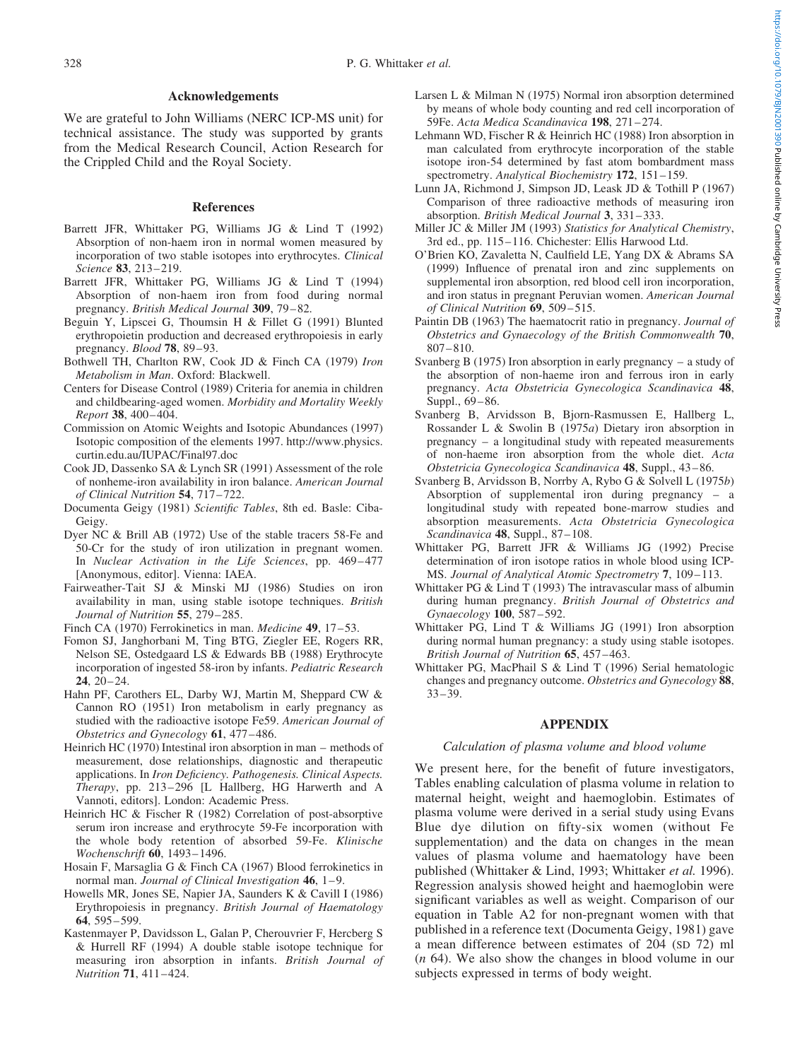## Acknowledgements

We are grateful to John Williams (NERC ICP-MS unit) for technical assistance. The study was supported by grants from the Medical Research Council, Action Research for the Crippled Child and the Royal Society.

## References

Barrett JFR, Whittaker PG, Williams JG & Lind T (1992) Absorption of non-haem iron in normal women measured by incorporation of two stable isotopes into erythrocytes. *Clinical Science* **83**, 213–219.

Barrett JFR, Whittaker PG, Williams JG & Lind T (1994) Absorption of non-haem iron from food during normal pregnancy. *British Medical Journal* **309**, 79–82.

Beguin Y, Lipscei G, Thoumsin H & Fillet G (1991) Blunted erythropoietin production and decreased erythropoiesis in early pregnancy. *Blood* **78**, 89–93.

Bothwell TH, Charlton RW, Cook JD & Finch CA (1979) *Iron Metabolism in Man*. Oxford: Blackwell.

Centers for Disease Control (1989) Criteria for anemia in children and childbearing-aged women. *Morbidity and Mortality Weekly Report* **38**, 400–404.

Commission on Atomic Weights and Isotopic Abundances (1997) Isotopic composition of the elements 1997. http://www.physics.curtin.edu.au/IUPAC/Final97.doc

Cook JD, Dassenko SA & Lynch SR (1991) Assessment of the role of nonheme-iron availability in iron balance. *American Journal of Clinical Nutrition* **54**, 717–722.

Documenta Geigy (1981) *Scientific Tables*, 8th ed. Basle: Ciba-Geigy.

Dyer NC & Brill AB (1972) Use of the stable tracers 58-Fe and 50-Cr for the study of iron utilization in pregnant women. In *Nuclear Activation in the Life Sciences*, pp. 469–477 [Anonymous, editor]. Vienna: IAEA.

Fairweather-Tait SJ & Minski MJ (1986) Studies on iron availability in man, using stable isotope techniques. *British Journal of Nutrition* **55**, 279–285.

Finch CA (1970) Ferrokinetics in man. *Medicine* **49**, 17–53.

Fomon SJ, Janghorbani M, Ting BTG, Ziegler EE, Rogers RR, Nelson SE, Ostedgaard LS & Edwards BB (1988) Erythrocyte incorporation of ingested 58-iron by infants. *Pediatric Research* **24**, 20–24.

Hahn PF, Carothers EL, Darby WJ, Martin M, Sheppard CW & Cannon RO (1951) Iron metabolism in early pregnancy as studied with the radioactive isotope Fe59. *American Journal of Obstetrics and Gynecology* **61**, 477–486.

Heinrich HC (1970) Intestinal iron absorption in man – methods of measurement, dose relationships, diagnostic and therapeutic applications. In *Iron Deficiency. Pathogenesis. Clinical Aspects. Therapy*, pp. 213–296 [L Hallberg, HG Harwerth and A Vannoti, editors]. London: Academic Press.

Heinrich HC & Fischer R (1982) Correlation of post-absorptive serum iron increase and erythrocyte 59-Fe incorporation with the whole body retention of absorbed 59-Fe. *Klinische Wochenschrift* **60**, 1493–1496.

Hosain F, Marsaglia G & Finch CA (1967) Blood ferrokinetics in normal man. *Journal of Clinical Investigation* **46**, 1–9.

Howells MR, Jones SE, Napier JA, Saunders K & Cavill I (1986) Erythropoiesis in pregnancy. *British Journal of Haematology* **64**, 595–599.

Kastenmayer P, Davidsson L, Galan P, Cherouvrier F, Hercberg S & Hurrell RF (1994) A double stable isotope technique for measuring iron absorption in infants. *British Journal of Nutrition* **71**, 411–424.

Larsen L & Milman N (1975) Normal iron absorption determined by means of whole body counting and red cell incorporation of 59Fe. *Acta Medica Scandinavica* **198**, 271–274.

Lehmann WD, Fischer R & Heinrich HC (1988) Iron absorption in man calculated from erythrocyte incorporation of the stable isotope iron-54 determined by fast atom bombardment mass spectrometry. *Analytical Biochemistry* **172**, 151–159.

Lunn JA, Richmond J, Simpson JD, Leask JD & Tothill P (1967) Comparison of three radioactive methods of measuring iron absorption. *British Medical Journal* **3**, 331–333.

Miller JC & Miller JM (1993) *Statistics for Analytical Chemistry*, 3rd ed., pp. 115–116. Chichester: Ellis Harwood Ltd.

O'Brien KO, Zavaletta N, Caulfield LE, Yang DX & Abrams SA (1999) Influence of prenatal iron and zinc supplements on supplemental iron absorption, red blood cell iron incorporation, and iron status in pregnant Peruvian women. *American Journal of Clinical Nutrition* **69**, 509–515.

Paintin DB (1963) The haematocrit ratio in pregnancy. *Journal of Obstetrics and Gynaecology of the British Commonwealth* **70**, 807–810.

Svanberg B (1975) Iron absorption in early pregnancy – a study of the absorption of non-haeme iron and ferrous iron in early pregnancy. *Acta Obstetricia Gynecologica Scandinavica* **48**, Suppl., 69–86.

Svanberg B, Arvidsson B, Bjorn-Rasmussen E, Hallberg L, Rossander L & Swolin B (1975*a*) Dietary iron absorption in pregnancy – a longitudinal study with repeated measurements of non-haeme iron absorption from the whole diet. *Acta Obstetricia Gynecologica Scandinavica* **48**, Suppl., 43–86.

Svanberg B, Arvidsson B, Norrby A, Rybo G & Solvell L (1975*b*) Absorption of supplemental iron during pregnancy – a longitudinal study with repeated bone-marrow studies and absorption measurements. *Acta Obstetricia Gynecologica Scandinavica* **48**, Suppl., 87–108.

Whittaker PG, Barrett JFR & Williams JG (1992) Precise determination of iron isotope ratios in whole blood using ICP-MS. *Journal of Analytical Atomic Spectrometry* **7**, 109–113.

Whittaker PG & Lind T (1993) The intravascular mass of albumin during human pregnancy. *British Journal of Obstetrics and Gynaecology* **100**, 587–592.

Whittaker PG, Lind T & Williams JG (1991) Iron absorption during normal human pregnancy: a study using stable isotopes. *British Journal of Nutrition* **65**, 457–463.

Whittaker PG, MacPhail S & Lind T (1996) Serial hematologic changes and pregnancy outcome. *Obstetrics and Gynecology* **88**, 33–39.

## APPENDIX

### *Calculation of plasma volume and blood volume*

We present here, for the benefit of future investigators, Tables enabling calculation of plasma volume in relation to maternal height, weight and haemoglobin. Estimates of plasma volume were derived in a serial study using Evans Blue dye dilution on fifty-six women (without Fe supplementation) and the data on changes in the mean values of plasma volume and haematology have been published (Whittaker & Lind, 1993; Whittaker *et al.* 1996). Regression analysis showed height and haemoglobin were significant variables as well as weight. Comparison of our equation in Table A2 for non-pregnant women with that published in a reference text (Documenta Geigy, 1981) gave a mean difference between estimates of 204 (SD 72) ml (*n* 64). We also show the changes in blood volume in our subjects expressed in terms of body weight.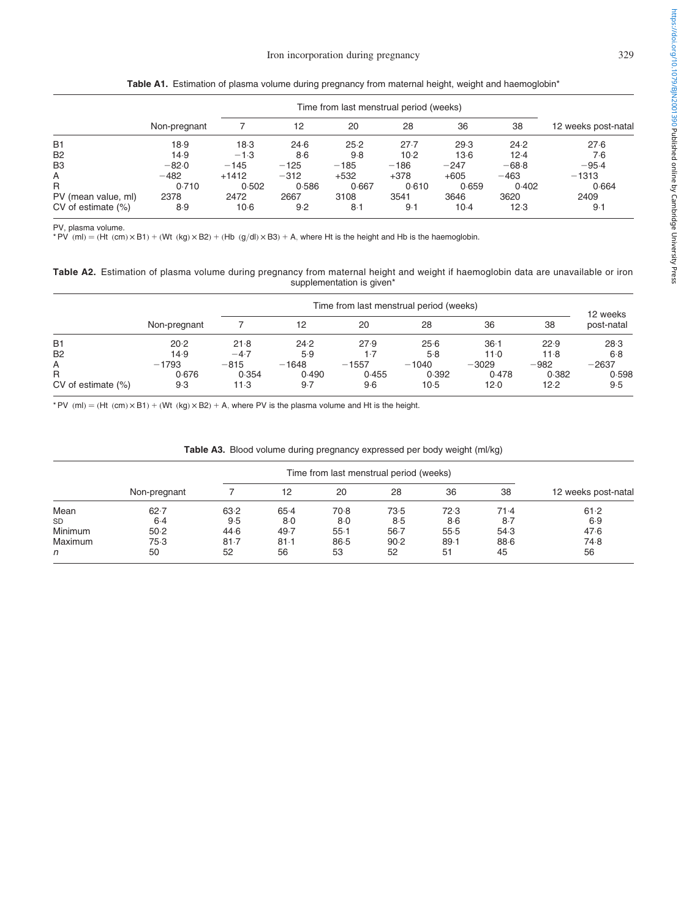**Table A1.** Estimation of plasma volume during pregnancy from maternal height, weight and haemoglobin*

| | Non-pregnant | Time from last menstrual period (weeks) | | | | | | 12 weeks post-natal |
|---|---|---|---|---|---|---|---|---|
| | | 7 | 12 | 20 | 28 | 36 | 38 | |
| B1 | 18·9 | 18·3 | 24·6 | 25·2 | 27·7 | 29·3 | 24·2 | 27·6 |
| B2 | 14·9 | −1·3 | 8·6 | 9·8 | 10·2 | 13·6 | 12·4 | 7·6 |
| B3 | −82·0 | −145 | −125 | −185 | −186 | −247 | −68·8 | −95·4 |
| A | −482 | +1412 | −312 | +532 | +378 | +605 | −463 | −1313 |
| R | 0·710 | 0·502 | 0·586 | 0·667 | 0·610 | 0·659 | 0·402 | 0·664 |
| PV (mean value, ml) | 2378 | 2472 | 2667 | 3108 | 3541 | 3646 | 3620 | 2409 |
| CV of estimate (%) | 8·9 | 10·6 | 9·2 | 8·1 | 9·1 | 10·4 | 12·3 | 9·1 |

PV, plasma volume.

* PV (ml) = (Ht (cm) × B1) + (Wt (kg) × B2) + (Hb (g/dl) × B3) + A, where Ht is the height and Hb is the haemoglobin.

**Table A2.** Estimation of plasma volume during pregnancy from maternal height and weight if haemoglobin data are unavailable or iron supplementation is given*

| | Non-pregnant | Time from last menstrual period (weeks) | | | | | | 12 weeks post-natal |
|---|---|---|---|---|---|---|---|---|
| | | 7 | 12 | 20 | 28 | 36 | 38 | |
| B1 | 20·2 | 21·8 | 24·2 | 27·9 | 25·6 | 36·1 | 22·9 | 28·3 |
| B2 | 14·9 | −4·7 | 5·9 | 1·7 | 5·8 | 11·0 | 11·8 | 6·8 |
| A | −1793 | −815 | −1648 | −1557 | −1040 | −3029 | −982 | −2637 |
| R | 0·676 | 0·354 | 0·490 | 0·455 | 0·392 | 0·478 | 0·382 | 0·598 |
| CV of estimate (%) | 9·3 | 11·3 | 9·7 | 9·6 | 10·5 | 12·0 | 12·2 | 9·5 |

* PV (ml) = (Ht (cm) × B1) + (Wt (kg) × B2) + A, where PV is the plasma volume and Ht is the height.

**Table A3.** Blood volume during pregnancy expressed per body weight (ml/kg)

| | Non-pregnant | Time from last menstrual period (weeks) | | | | | | 12 weeks post-natal |
|---|---|---|---|---|---|---|---|---|
| | | 7 | 12 | 20 | 28 | 36 | 38 | |
| Mean | 62·7 | 63·2 | 65·4 | 70·8 | 73·5 | 72·3 | 71·4 | 61·2 |
| SD | 6·4 | 9·5 | 8·0 | 8·0 | 8·5 | 8·6 | 8·7 | 6·9 |
| Minimum | 50·2 | 44·6 | 49·7 | 55·1 | 56·7 | 55·5 | 54·3 | 47·6 |
| Maximum | 75·3 | 81·7 | 81·1 | 86·5 | 90·2 | 89·1 | 88·6 | 74·8 |
| *n* | 50 | 52 | 56 | 53 | 52 | 51 | 45 | 56 |